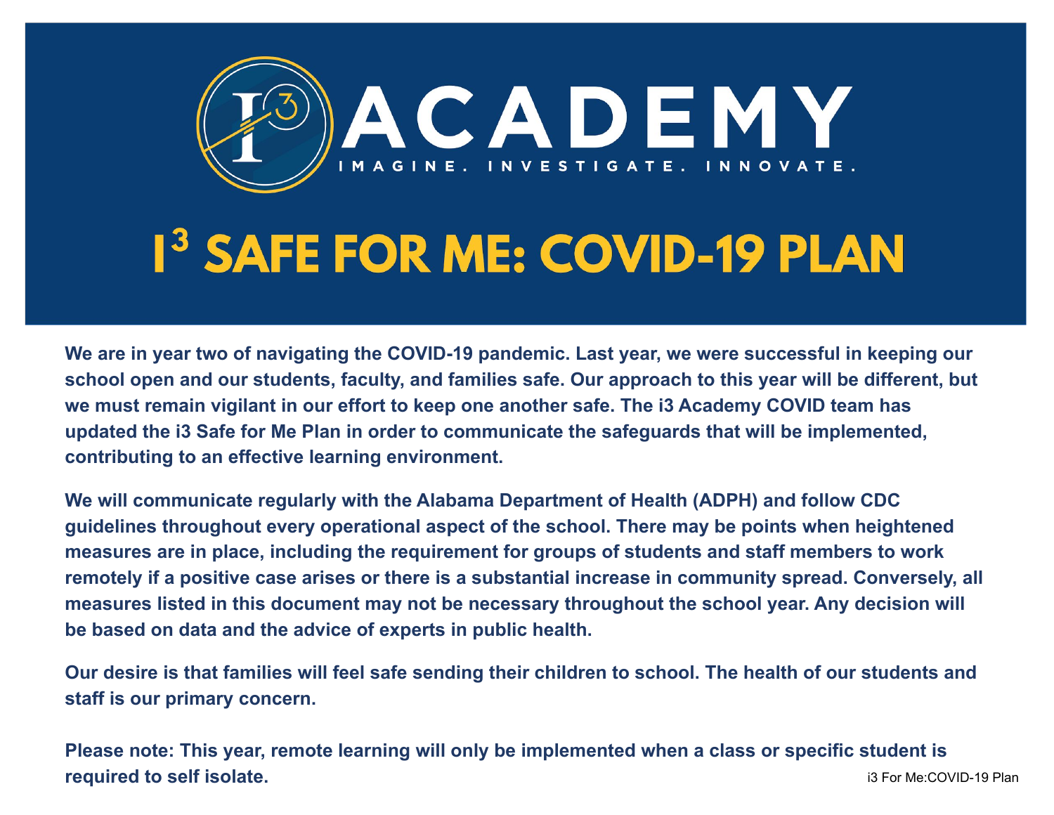# I3 ACADEMY

IMAGINE. INVESTIGATE. INNOVATE.

# I³ SAFE FOR ME: COVID-19 PLAN

**We are in year two of navigating the COVID-19 pandemic. Last year, we were successful in keeping our school open and our students, faculty, and families safe. Our approach to this year will be different, but we must remain vigilant in our effort to keep one another safe. The i3 Academy COVID team has updated the i3 Safe for Me Plan in order to communicate the safeguards that will be implemented, contributing to an effective learning environment.**

**We will communicate regularly with the Alabama Department of Health (ADPH) and follow CDC guidelines throughout every operational aspect of the school. There may be points when heightened measures are in place, including the requirement for groups of students and staff members to work remotely if a positive case arises or there is a substantial increase in community spread. Conversely, all measures listed in this document may not be necessary throughout the school year. Any decision will be based on data and the advice of experts in public health.**

**Our desire is that families will feel safe sending their children to school. The health of our students and staff is our primary concern.**

**Please note: This year, remote learning will only be implemented when a class or specific student is required to self isolate.**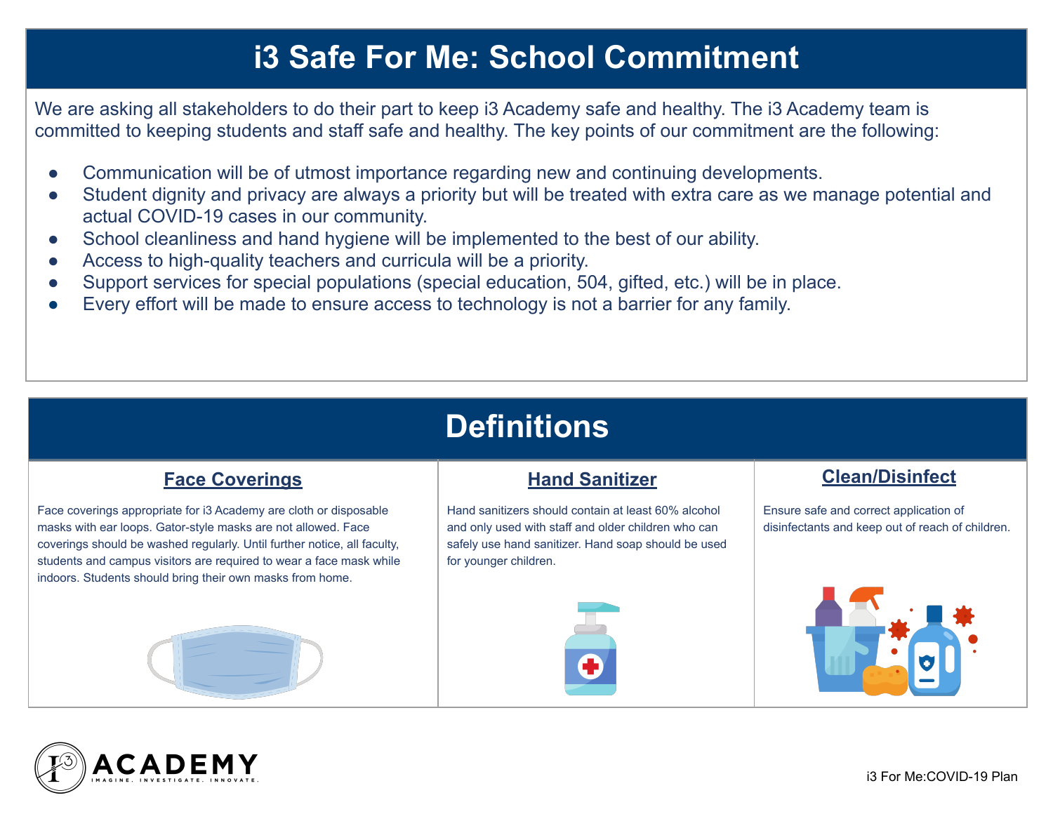# i3 Safe For Me: School Commitment

We are asking all stakeholders to do their part to keep i3 Academy safe and healthy. The i3 Academy team is committed to keeping students and staff safe and healthy. The key points of our commitment are the following:

- Communication will be of utmost importance regarding new and continuing developments.
- Student dignity and privacy are always a priority but will be treated with extra care as we manage potential and actual COVID-19 cases in our community.
- School cleanliness and hand hygiene will be implemented to the best of our ability.
- Access to high-quality teachers and curricula will be a priority.
- Support services for special populations (special education, 504, gifted, etc.) will be in place.
- Every effort will be made to ensure access to technology is not a barrier for any family.

# Definitions

### Face Coverings

Face coverings appropriate for i3 Academy are cloth or disposable masks with ear loops. Gator-style masks are not allowed. Face coverings should be washed regularly. Until further notice, all faculty, students and campus visitors are required to wear a face mask while indoors. Students should bring their own masks from home.

### Hand Sanitizer

Hand sanitizers should contain at least 60% alcohol and only used with staff and older children who can safely use hand sanitizer. Hand soap should be used for younger children.

### Clean/Disinfect

Ensure safe and correct application of disinfectants and keep out of reach of children.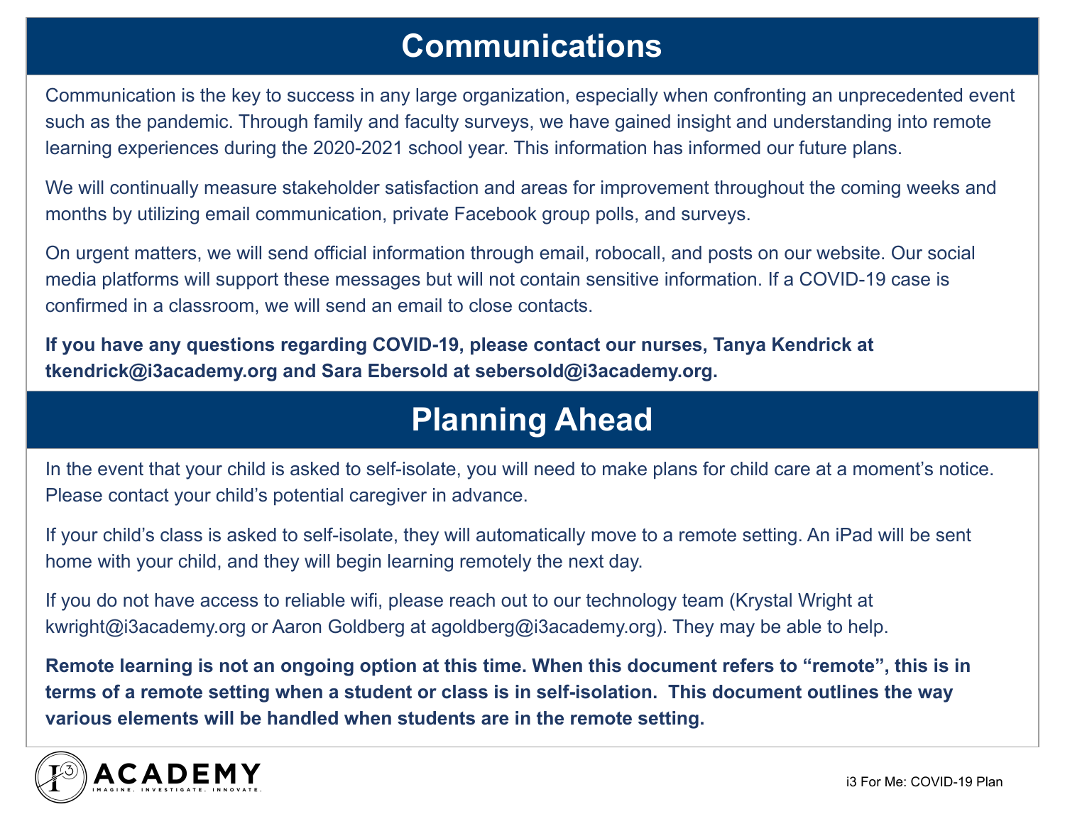# Communications

Communication is the key to success in any large organization, especially when confronting an unprecedented event such as the pandemic. Through family and faculty surveys, we have gained insight and understanding into remote learning experiences during the 2020-2021 school year. This information has informed our future plans.

We will continually measure stakeholder satisfaction and areas for improvement throughout the coming weeks and months by utilizing email communication, private Facebook group polls, and surveys.

On urgent matters, we will send official information through email, robocall, and posts on our website. Our social media platforms will support these messages but will not contain sensitive information. If a COVID-19 case is confirmed in a classroom, we will send an email to close contacts.

**If you have any questions regarding COVID-19, please contact our nurses, Tanya Kendrick at tkendrick@i3academy.org and Sara Ebersold at sebersold@i3academy.org.**

# Planning Ahead

In the event that your child is asked to self-isolate, you will need to make plans for child care at a moment's notice. Please contact your child's potential caregiver in advance.

If your child's class is asked to self-isolate, they will automatically move to a remote setting. An iPad will be sent home with your child, and they will begin learning remotely the next day.

If you do not have access to reliable wifi, please reach out to our technology team (Krystal Wright at kwright@i3academy.org or Aaron Goldberg at agoldberg@i3academy.org). They may be able to help.

**Remote learning is not an ongoing option at this time. When this document refers to "remote", this is in terms of a remote setting when a student or class is in self-isolation. This document outlines the way various elements will be handled when students are in the remote setting.**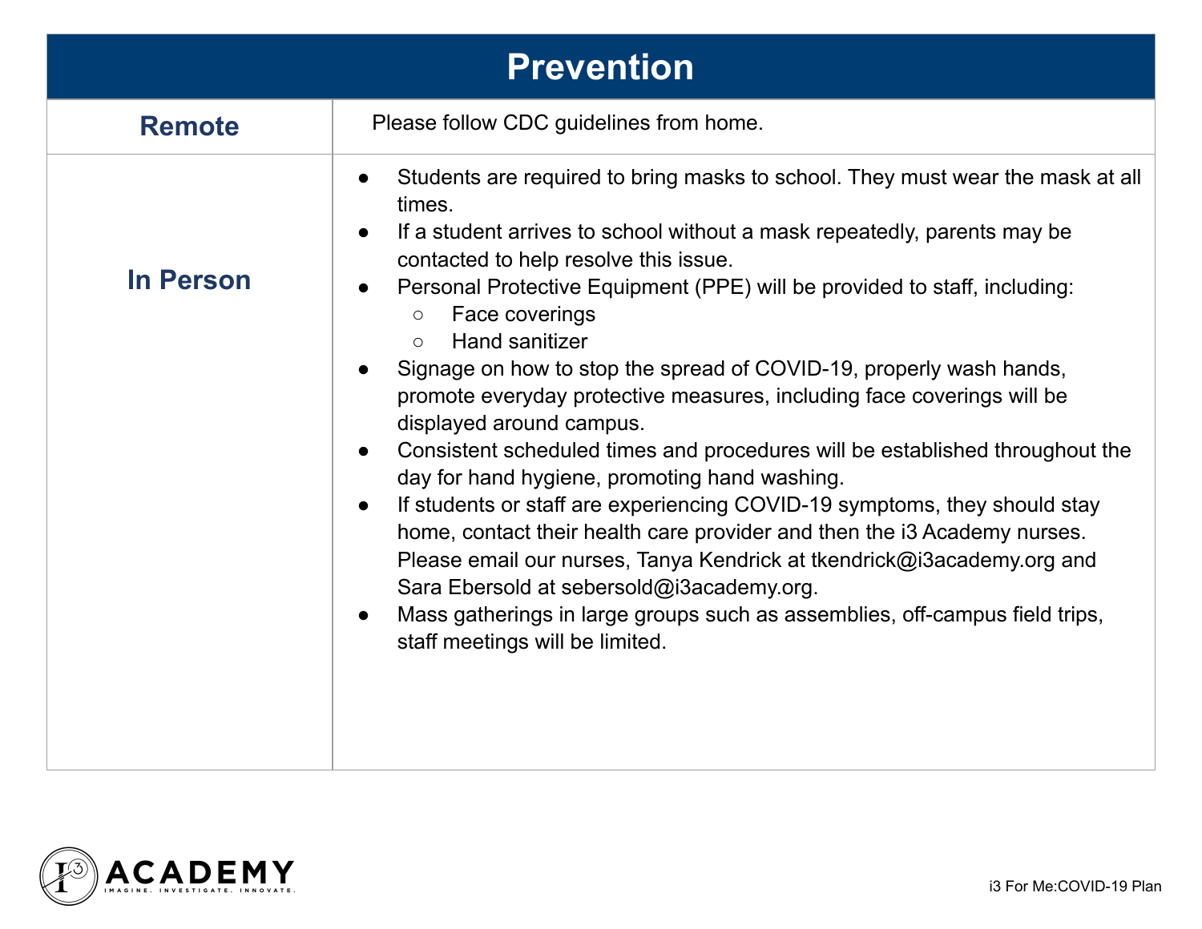## Prevention

| | |
|---|---|
| **Remote** | Please follow CDC guidelines from home. |
| **In Person** | • Students are required to bring masks to school. They must wear the mask at all times.<br>• If a student arrives to school without a mask repeatedly, parents may be contacted to help resolve this issue.<br>• Personal Protective Equipment (PPE) will be provided to staff, including:<br>&nbsp;&nbsp;○ Face coverings<br>&nbsp;&nbsp;○ Hand sanitizer<br>• Signage on how to stop the spread of COVID-19, properly wash hands, promote everyday protective measures, including face coverings will be displayed around campus.<br>• Consistent scheduled times and procedures will be established throughout the day for hand hygiene, promoting hand washing.<br>• If students or staff are experiencing COVID-19 symptoms, they should stay home, contact their health care provider and then the i3 Academy nurses. Please email our nurses, Tanya Kendrick at tkendrick@i3academy.org and Sara Ebersold at sebersold@i3academy.org.<br>• Mass gatherings in large groups such as assemblies, off-campus field trips, staff meetings will be limited. |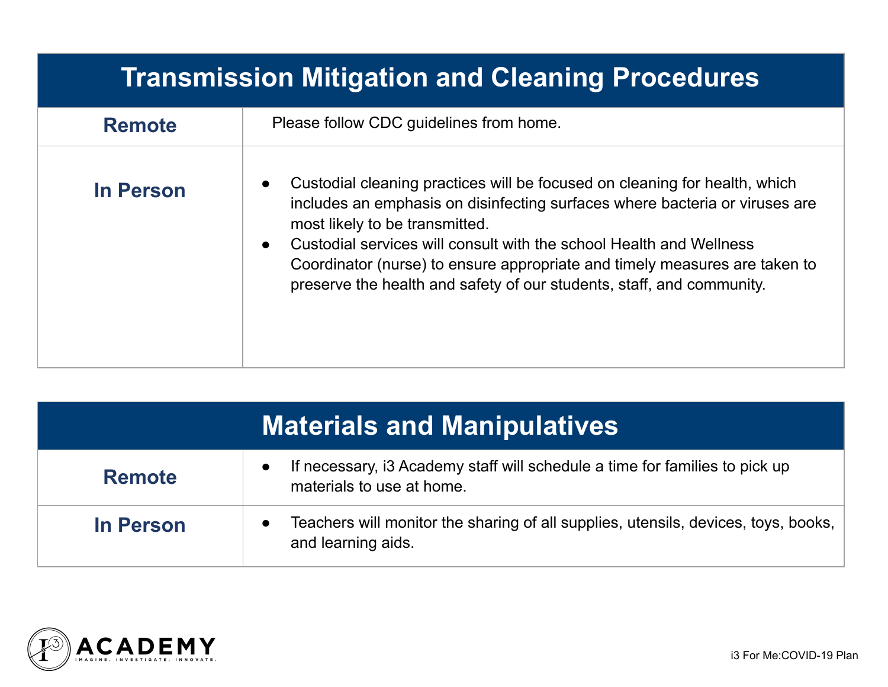## Transmission Mitigation and Cleaning Procedures

| | |
|---|---|
| **Remote** | Please follow CDC guidelines from home. |
| **In Person** | • Custodial cleaning practices will be focused on cleaning for health, which includes an emphasis on disinfecting surfaces where bacteria or viruses are most likely to be transmitted.<br>• Custodial services will consult with the school Health and Wellness Coordinator (nurse) to ensure appropriate and timely measures are taken to preserve the health and safety of our students, staff, and community. |

## Materials and Manipulatives

| | |
|---|---|
| **Remote** | • If necessary, i3 Academy staff will schedule a time for families to pick up materials to use at home. |
| **In Person** | • Teachers will monitor the sharing of all supplies, utensils, devices, toys, books, and learning aids. |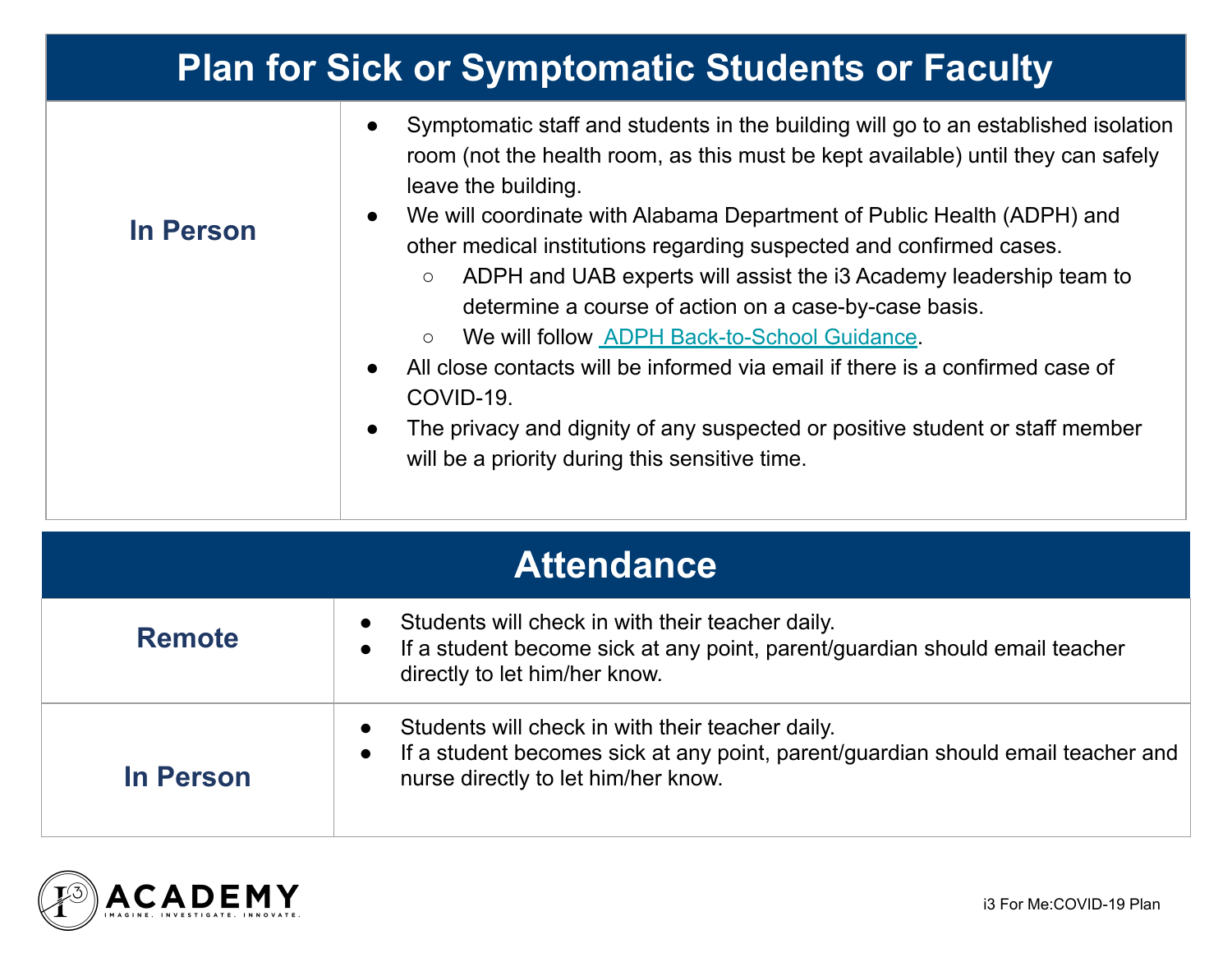## Plan for Sick or Symptomatic Students or Faculty

| | |
|---|---|
| **In Person** | ● Symptomatic staff and students in the building will go to an established isolation room (not the health room, as this must be kept available) until they can safely leave the building.<br>● We will coordinate with Alabama Department of Public Health (ADPH) and other medical institutions regarding suspected and confirmed cases.<br>○ ADPH and UAB experts will assist the i3 Academy leadership team to determine a course of action on a case-by-case basis.<br>○ We will follow ADPH Back-to-School Guidance.<br>● All close contacts will be informed via email if there is a confirmed case of COVID-19.<br>● The privacy and dignity of any suspected or positive student or staff member will be a priority during this sensitive time. |

## Attendance

| | |
|---|---|
| **Remote** | ● Students will check in with their teacher daily.<br>● If a student become sick at any point, parent/guardian should email teacher directly to let him/her know. |
| **In Person** | ● Students will check in with their teacher daily.<br>● If a student becomes sick at any point, parent/guardian should email teacher and nurse directly to let him/her know. |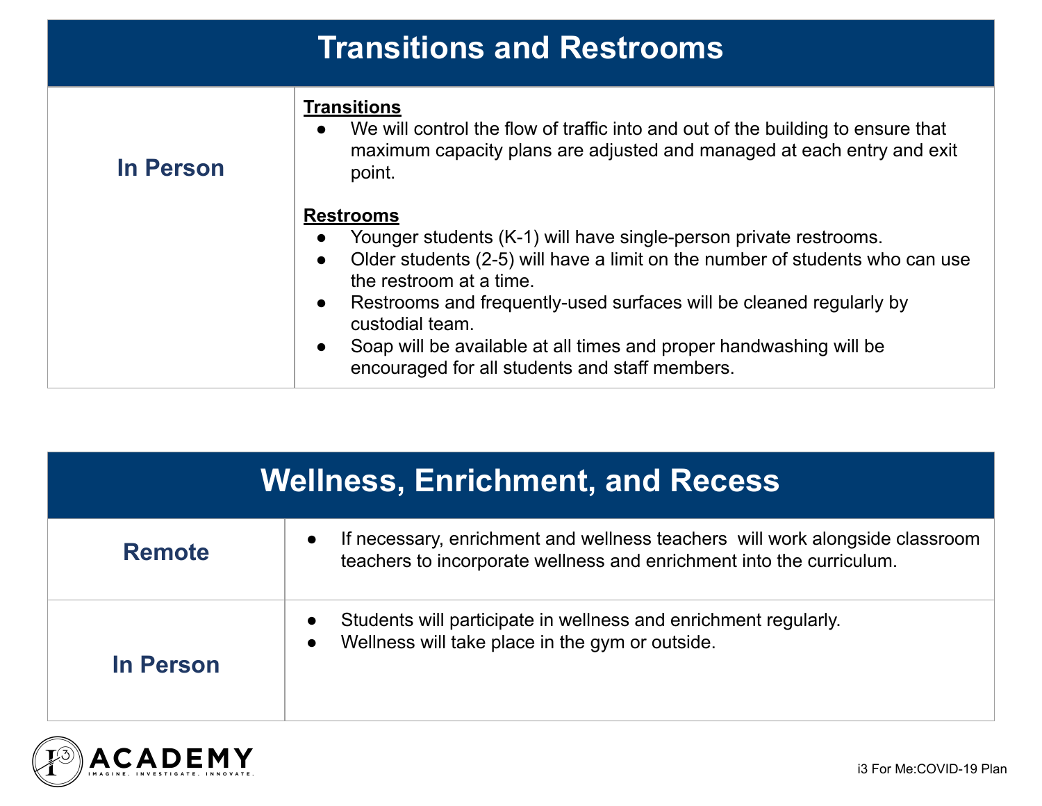## Transitions and Restrooms

| | |
|---|---|
| **In Person** | **Transitions**<br>• We will control the flow of traffic into and out of the building to ensure that maximum capacity plans are adjusted and managed at each entry and exit point.<br><br>**Restrooms**<br>• Younger students (K-1) will have single-person private restrooms.<br>• Older students (2-5) will have a limit on the number of students who can use the restroom at a time.<br>• Restrooms and frequently-used surfaces will be cleaned regularly by custodial team.<br>• Soap will be available at all times and proper handwashing will be encouraged for all students and staff members. |

## Wellness, Enrichment, and Recess

| | |
|---|---|
| **Remote** | • If necessary, enrichment and wellness teachers will work alongside classroom teachers to incorporate wellness and enrichment into the curriculum. |
| **In Person** | • Students will participate in wellness and enrichment regularly.<br>• Wellness will take place in the gym or outside. |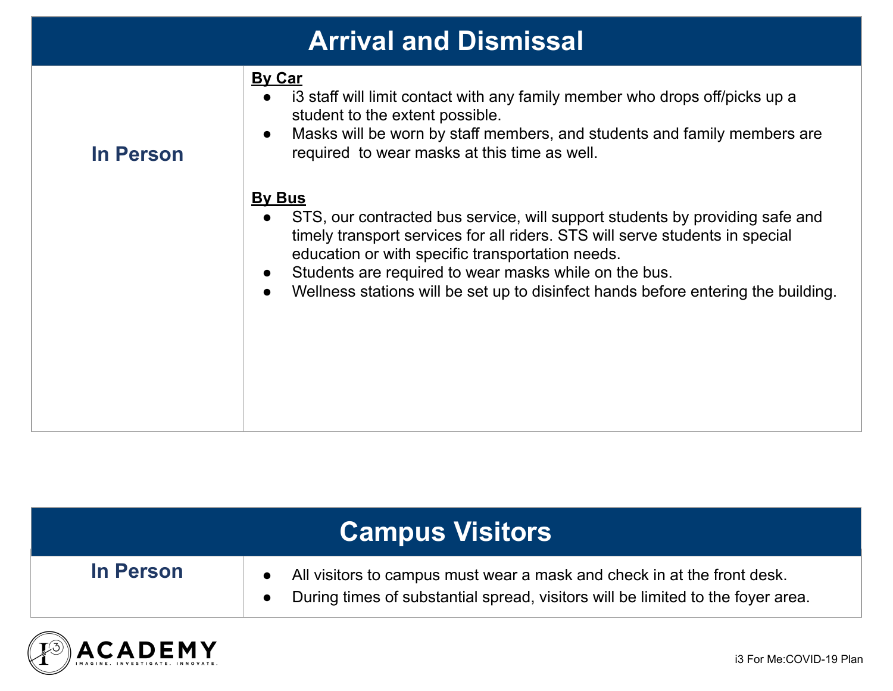## Arrival and Dismissal

**In Person**

**By Car**

- i3 staff will limit contact with any family member who drops off/picks up a student to the extent possible.
- Masks will be worn by staff members, and students and family members are required to wear masks at this time as well.

**By Bus**

- STS, our contracted bus service, will support students by providing safe and timely transport services for all riders. STS will serve students in special education or with specific transportation needs.
- Students are required to wear masks while on the bus.
- Wellness stations will be set up to disinfect hands before entering the building.

## Campus Visitors

**In Person**

- All visitors to campus must wear a mask and check in at the front desk.
- During times of substantial spread, visitors will be limited to the foyer area.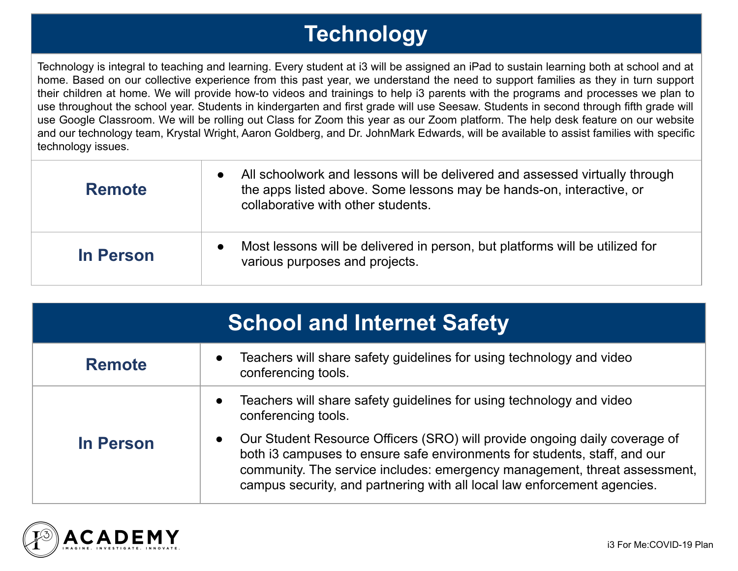## Technology

Technology is integral to teaching and learning. Every student at i3 will be assigned an iPad to sustain learning both at school and at home. Based on our collective experience from this past year, we understand the need to support families as they in turn support their children at home. We will provide how-to videos and trainings to help i3 parents with the programs and processes we plan to use throughout the school year. Students in kindergarten and first grade will use Seesaw. Students in second through fifth grade will use Google Classroom. We will be rolling out Class for Zoom this year as our Zoom platform. The help desk feature on our website and our technology team, Krystal Wright, Aaron Goldberg, and Dr. JohnMark Edwards, will be available to assist families with specific technology issues.

| | |
|---|---|
| **Remote** | • All schoolwork and lessons will be delivered and assessed virtually through the apps listed above. Some lessons may be hands-on, interactive, or collaborative with other students. |
| **In Person** | • Most lessons will be delivered in person, but platforms will be utilized for various purposes and projects. |

## School and Internet Safety

| | |
|---|---|
| **Remote** | • Teachers will share safety guidelines for using technology and video conferencing tools. |
| **In Person** | • Teachers will share safety guidelines for using technology and video conferencing tools. <br> • Our Student Resource Officers (SRO) will provide ongoing daily coverage of both i3 campuses to ensure safe environments for students, staff, and our community. The service includes: emergency management, threat assessment, campus security, and partnering with all local law enforcement agencies. |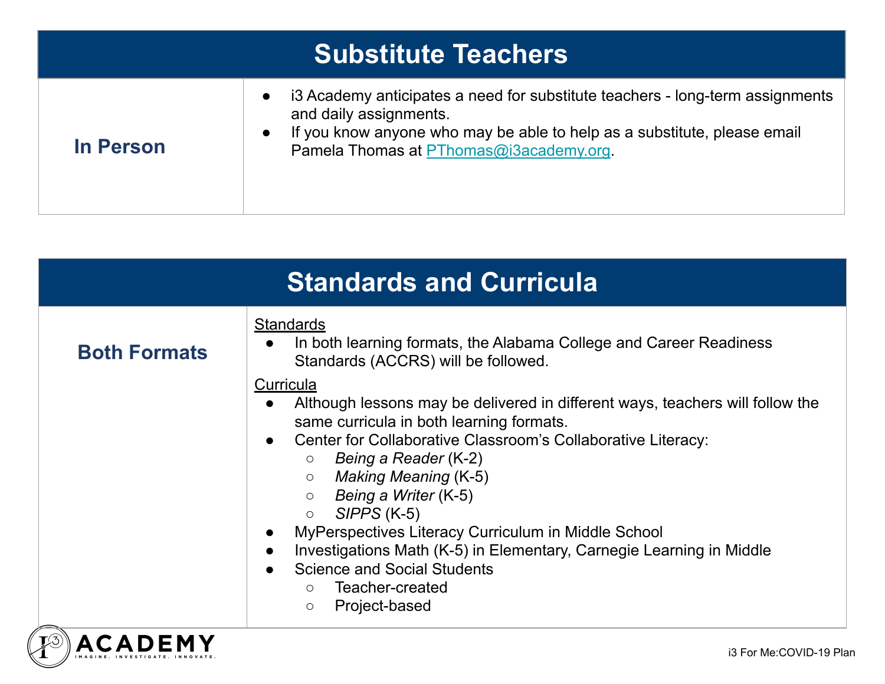## Substitute Teachers

**In Person**

- i3 Academy anticipates a need for substitute teachers - long-term assignments and daily assignments.
- If you know anyone who may be able to help as a substitute, please email Pamela Thomas at PThomas@i3academy.org.

## Standards and Curricula

**Both Formats**

Standards

- In both learning formats, the Alabama College and Career Readiness Standards (ACCRS) will be followed.

Curricula

- Although lessons may be delivered in different ways, teachers will follow the same curricula in both learning formats.
- Center for Collaborative Classroom's Collaborative Literacy:
  - *Being a Reader* (K-2)
  - *Making Meaning* (K-5)
  - *Being a Writer* (K-5)
  - *SIPPS* (K-5)
- MyPerspectives Literacy Curriculum in Middle School
- Investigations Math (K-5) in Elementary, Carnegie Learning in Middle
- Science and Social Students
  - Teacher-created
  - Project-based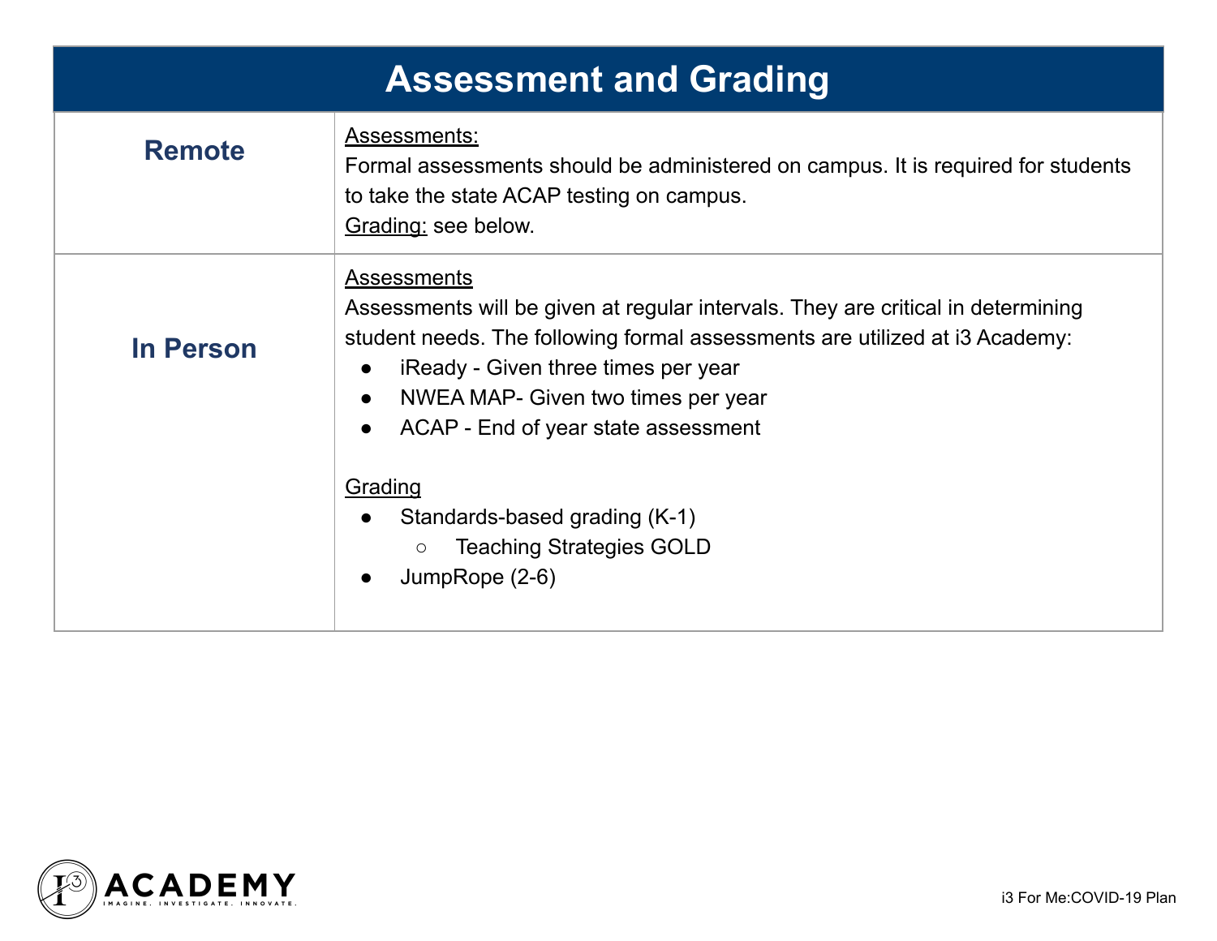# Assessment and Grading

| | |
|---|---|
| **Remote** | <u>Assessments:</u><br>Formal assessments should be administered on campus. It is required for students to take the state ACAP testing on campus.<br><u>Grading:</u> see below. |
| **In Person** | <u>Assessments</u><br>Assessments will be given at regular intervals. They are critical in determining student needs. The following formal assessments are utilized at i3 Academy:<br>● iReady - Given three times per year<br>● NWEA MAP- Given two times per year<br>● ACAP - End of year state assessment<br><br><u>Grading</u><br>● Standards-based grading (K-1)<br>○ Teaching Strategies GOLD<br>● JumpRope (2-6) |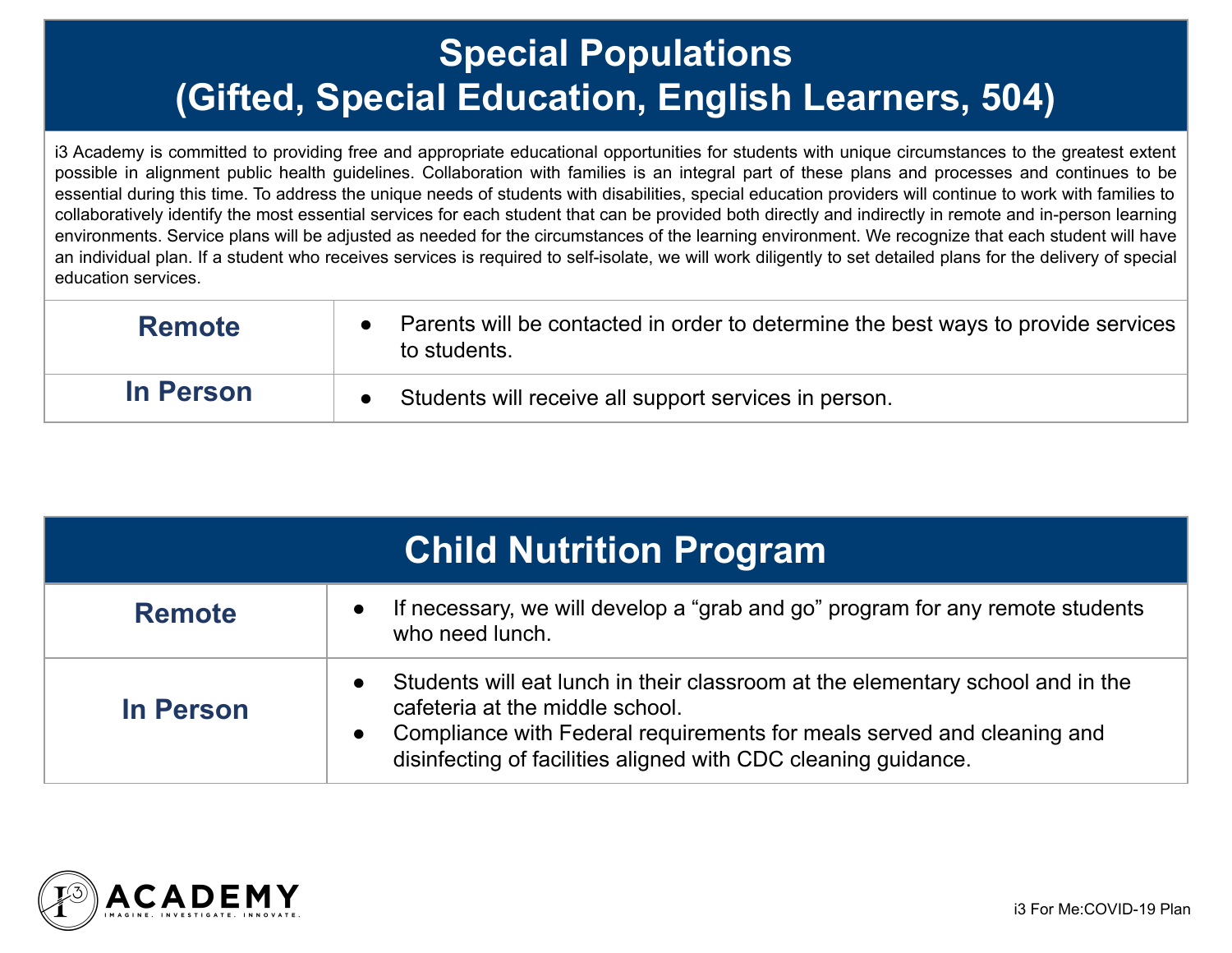## Special Populations
## (Gifted, Special Education, English Learners, 504)

i3 Academy is committed to providing free and appropriate educational opportunities for students with unique circumstances to the greatest extent possible in alignment public health guidelines. Collaboration with families is an integral part of these plans and processes and continues to be essential during this time. To address the unique needs of students with disabilities, special education providers will continue to work with families to collaboratively identify the most essential services for each student that can be provided both directly and indirectly in remote and in-person learning environments. Service plans will be adjusted as needed for the circumstances of the learning environment. We recognize that each student will have an individual plan. If a student who receives services is required to self-isolate, we will work diligently to set detailed plans for the delivery of special education services.

| | |
|---|---|
| **Remote** | • Parents will be contacted in order to determine the best ways to provide services to students. |
| **In Person** | • Students will receive all support services in person. |

## Child Nutrition Program

| | |
|---|---|
| **Remote** | • If necessary, we will develop a "grab and go" program for any remote students who need lunch. |
| **In Person** | • Students will eat lunch in their classroom at the elementary school and in the cafeteria at the middle school.<br>• Compliance with Federal requirements for meals served and cleaning and disinfecting of facilities aligned with CDC cleaning guidance. |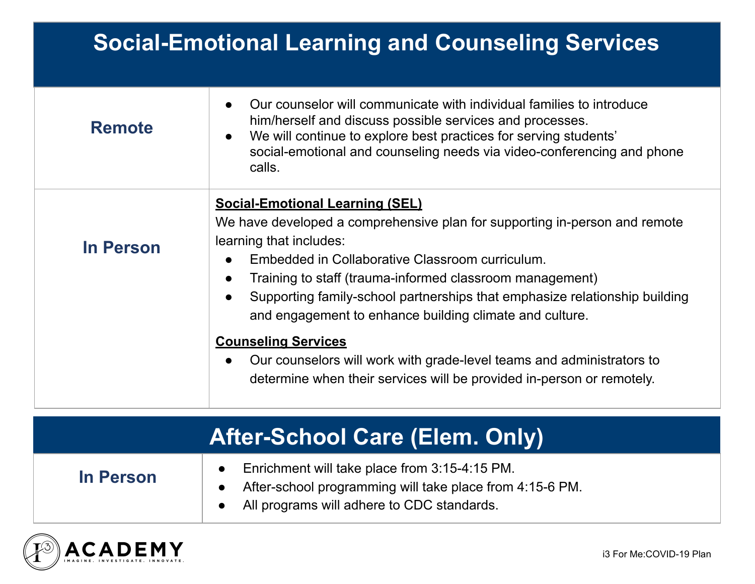## Social-Emotional Learning and Counseling Services

| | |
|---|---|
| **Remote** | • Our counselor will communicate with individual families to introduce him/herself and discuss possible services and processes.<br>• We will continue to explore best practices for serving students' social-emotional and counseling needs via video-conferencing and phone calls. |
| **In Person** | **Social-Emotional Learning (SEL)**<br>We have developed a comprehensive plan for supporting in-person and remote learning that includes:<br>• Embedded in Collaborative Classroom curriculum.<br>• Training to staff (trauma-informed classroom management)<br>• Supporting family-school partnerships that emphasize relationship building and engagement to enhance building climate and culture.<br><br>**Counseling Services**<br>• Our counselors will work with grade-level teams and administrators to determine when their services will be provided in-person or remotely. |

## After-School Care (Elem. Only)

| | |
|---|---|
| **In Person** | • Enrichment will take place from 3:15-4:15 PM.<br>• After-school programming will take place from 4:15-6 PM.<br>• All programs will adhere to CDC standards. |